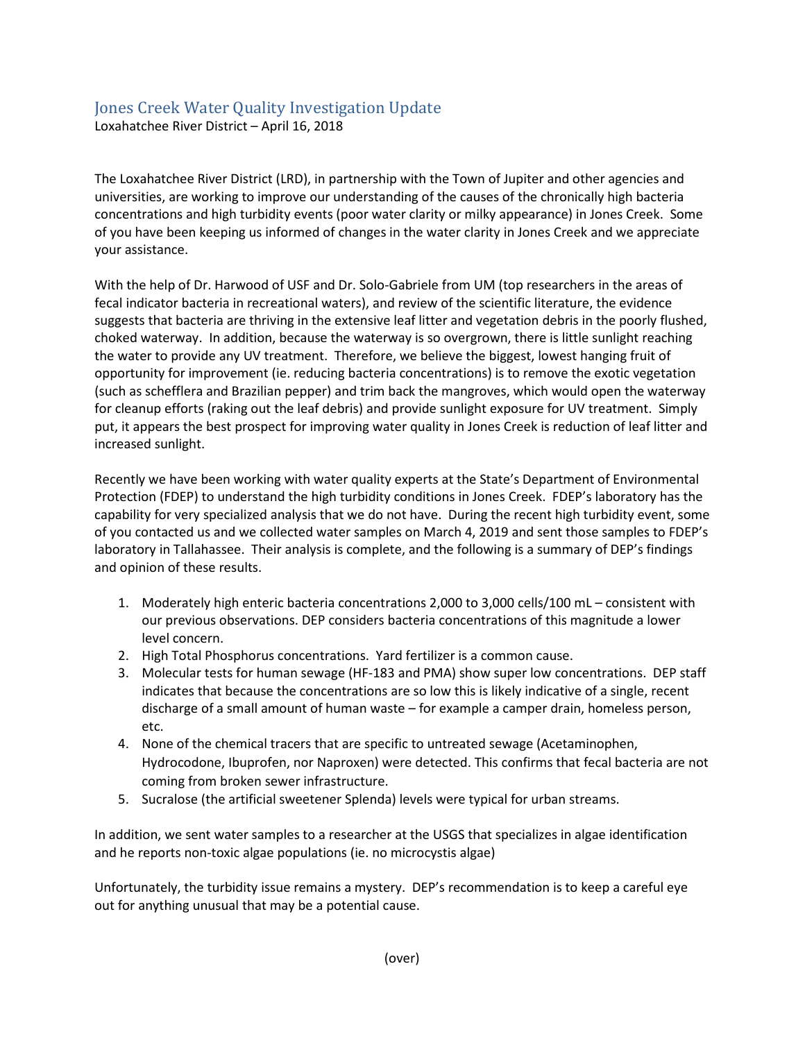# Jones Creek Water Quality Investigation Update

Loxahatchee River District – April 16, 2018

The Loxahatchee River District (LRD), in partnership with the Town of Jupiter and other agencies and universities, are working to improve our understanding of the causes of the chronically high bacteria concentrations and high turbidity events (poor water clarity or milky appearance) in Jones Creek. Some of you have been keeping us informed of changes in the water clarity in Jones Creek and we appreciate your assistance.

With the help of Dr. Harwood of USF and Dr. Solo-Gabriele from UM (top researchers in the areas of fecal indicator bacteria in recreational waters), and review of the scientific literature, the evidence suggests that bacteria are thriving in the extensive leaf litter and vegetation debris in the poorly flushed, choked waterway. In addition, because the waterway is so overgrown, there is little sunlight reaching the water to provide any UV treatment. Therefore, we believe the biggest, lowest hanging fruit of opportunity for improvement (ie. reducing bacteria concentrations) is to remove the exotic vegetation (such as schefflera and Brazilian pepper) and trim back the mangroves, which would open the waterway for cleanup efforts (raking out the leaf debris) and provide sunlight exposure for UV treatment. Simply put, it appears the best prospect for improving water quality in Jones Creek is reduction of leaf litter and increased sunlight.

Recently we have been working with water quality experts at the State's Department of Environmental Protection (FDEP) to understand the high turbidity conditions in Jones Creek. FDEP's laboratory has the capability for very specialized analysis that we do not have. During the recent high turbidity event, some of you contacted us and we collected water samples on March 4, 2019 and sent those samples to FDEP's laboratory in Tallahassee. Their analysis is complete, and the following is a summary of DEP's findings and opinion of these results.

1. Moderately high enteric bacteria concentrations 2,000 to 3,000 cells/100 mL – consistent with our previous observations. DEP considers bacteria concentrations of this magnitude a lower level concern.
2. High Total Phosphorus concentrations. Yard fertilizer is a common cause.
3. Molecular tests for human sewage (HF-183 and PMA) show super low concentrations. DEP staff indicates that because the concentrations are so low this is likely indicative of a single, recent discharge of a small amount of human waste – for example a camper drain, homeless person, etc.
4. None of the chemical tracers that are specific to untreated sewage (Acetaminophen, Hydrocodone, Ibuprofen, nor Naproxen) were detected. This confirms that fecal bacteria are not coming from broken sewer infrastructure.
5. Sucralose (the artificial sweetener Splenda) levels were typical for urban streams.

In addition, we sent water samples to a researcher at the USGS that specializes in algae identification and he reports non-toxic algae populations (ie. no microcystis algae)

Unfortunately, the turbidity issue remains a mystery. DEP's recommendation is to keep a careful eye out for anything unusual that may be a potential cause.

(over)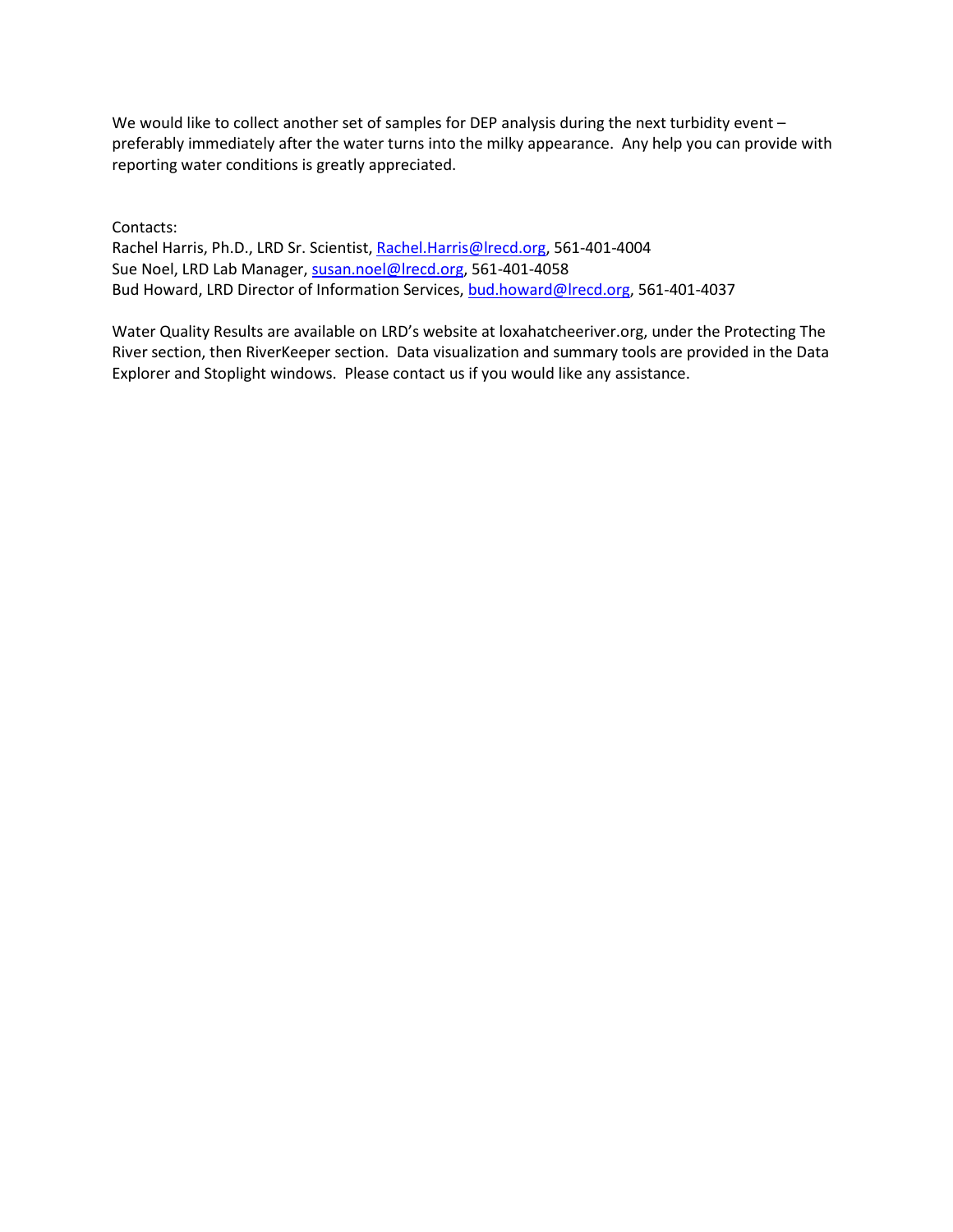We would like to collect another set of samples for DEP analysis during the next turbidity event – preferably immediately after the water turns into the milky appearance. Any help you can provide with reporting water conditions is greatly appreciated.

Contacts:
Rachel Harris, Ph.D., LRD Sr. Scientist, Rachel.Harris@lrecd.org, 561-401-4004
Sue Noel, LRD Lab Manager, susan.noel@lrecd.org, 561-401-4058
Bud Howard, LRD Director of Information Services, bud.howard@lrecd.org, 561-401-4037

Water Quality Results are available on LRD's website at loxahatcheeriver.org, under the Protecting The River section, then RiverKeeper section. Data visualization and summary tools are provided in the Data Explorer and Stoplight windows. Please contact us if you would like any assistance.